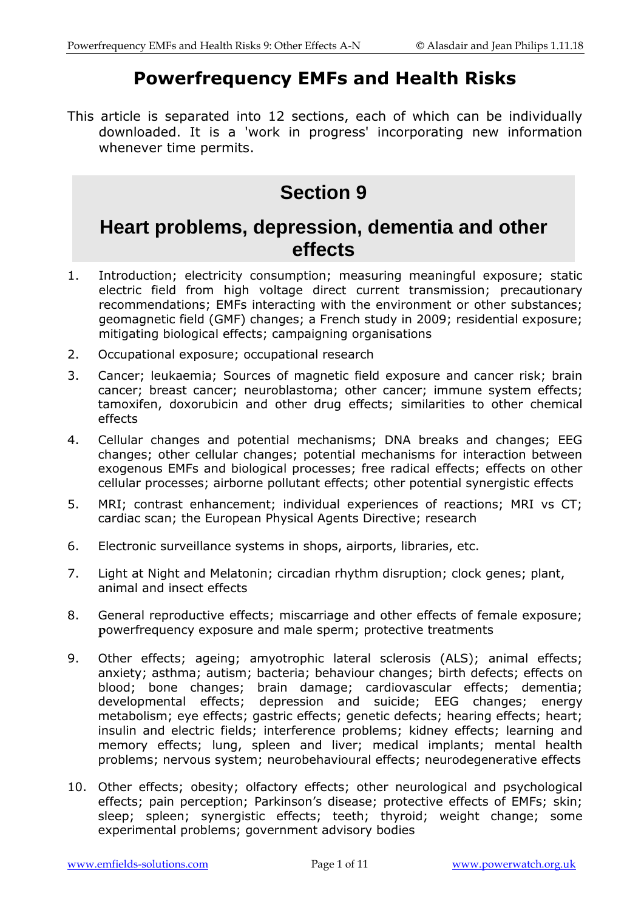# Powerfrequency EMFs and Health Risks

This article is separated into 12 sections, each of which can be individually downloaded. It is a 'work in progress' incorporating new information whenever time permits.

## Section 9

## Heart problems, depression, dementia and other effects

1. Introduction; electricity consumption; measuring meaningful exposure; static electric field from high voltage direct current transmission; precautionary recommendations; EMFs interacting with the environment or other substances; geomagnetic field (GMF) changes; a French study in 2009; residential exposure; mitigating biological effects; campaigning organisations
2. Occupational exposure; occupational research
3. Cancer; leukaemia; Sources of magnetic field exposure and cancer risk; brain cancer; breast cancer; neuroblastoma; other cancer; immune system effects; tamoxifen, doxorubicin and other drug effects; similarities to other chemical effects
4. Cellular changes and potential mechanisms; DNA breaks and changes; EEG changes; other cellular changes; potential mechanisms for interaction between exogenous EMFs and biological processes; free radical effects; effects on other cellular processes; airborne pollutant effects; other potential synergistic effects
5. MRI; contrast enhancement; individual experiences of reactions; MRI vs CT; cardiac scan; the European Physical Agents Directive; research
6. Electronic surveillance systems in shops, airports, libraries, etc.
7. Light at Night and Melatonin; circadian rhythm disruption; clock genes; plant, animal and insect effects
8. General reproductive effects; miscarriage and other effects of female exposure; powerfrequency exposure and male sperm; protective treatments
9. Other effects; ageing; amyotrophic lateral sclerosis (ALS); animal effects; anxiety; asthma; autism; bacteria; behaviour changes; birth defects; effects on blood; bone changes; brain damage; cardiovascular effects; dementia; developmental effects; depression and suicide; EEG changes; energy metabolism; eye effects; gastric effects; genetic defects; hearing effects; heart; insulin and electric fields; interference problems; kidney effects; learning and memory effects; lung, spleen and liver; medical implants; mental health problems; nervous system; neurobehavioural effects; neurodegenerative effects
10. Other effects; obesity; olfactory effects; other neurological and psychological effects; pain perception; Parkinson's disease; protective effects of EMFs; skin; sleep; spleen; synergistic effects; teeth; thyroid; weight change; some experimental problems; government advisory bodies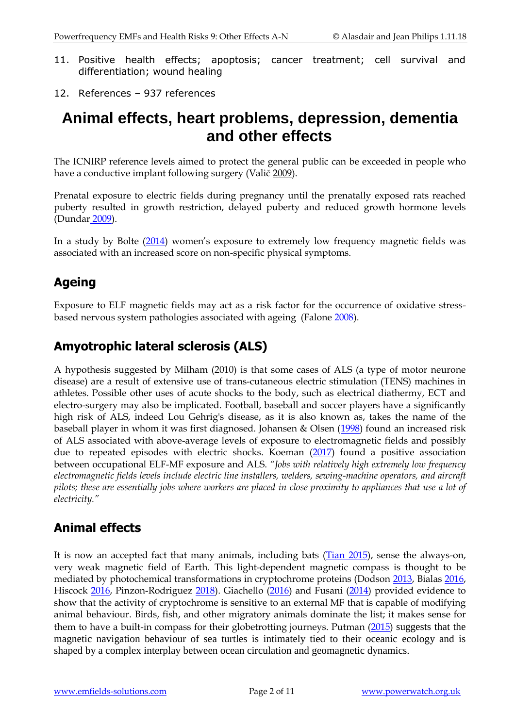11. Positive health effects; apoptosis; cancer treatment; cell survival and differentiation; wound healing
12. References – 937 references

# Animal effects, heart problems, depression, dementia and other effects

The ICNIRP reference levels aimed to protect the general public can be exceeded in people who have a conductive implant following surgery (Valič 2009).

Prenatal exposure to electric fields during pregnancy until the prenatally exposed rats reached puberty resulted in growth restriction, delayed puberty and reduced growth hormone levels (Dundar 2009).

In a study by Bolte (2014) women's exposure to extremely low frequency magnetic fields was associated with an increased score on non-specific physical symptoms.

## Ageing

Exposure to ELF magnetic fields may act as a risk factor for the occurrence of oxidative stress-based nervous system pathologies associated with ageing (Falone 2008).

## Amyotrophic lateral sclerosis (ALS)

A hypothesis suggested by Milham (2010) is that some cases of ALS (a type of motor neurone disease) are a result of extensive use of trans-cutaneous electric stimulation (TENS) machines in athletes. Possible other uses of acute shocks to the body, such as electrical diathermy, ECT and electro-surgery may also be implicated. Football, baseball and soccer players have a significantly high risk of ALS, indeed Lou Gehrig's disease, as it is also known as, takes the name of the baseball player in whom it was first diagnosed. Johansen & Olsen (1998) found an increased risk of ALS associated with above-average levels of exposure to electromagnetic fields and possibly due to repeated episodes with electric shocks. Koeman (2017) found a positive association between occupational ELF-MF exposure and ALS. *"Jobs with relatively high extremely low frequency electromagnetic fields levels include electric line installers, welders, sewing-machine operators, and aircraft pilots; these are essentially jobs where workers are placed in close proximity to appliances that use a lot of electricity."*

## Animal effects

It is now an accepted fact that many animals, including bats (Tian 2015), sense the always-on, very weak magnetic field of Earth. This light-dependent magnetic compass is thought to be mediated by photochemical transformations in cryptochrome proteins (Dodson 2013, Bialas 2016, Hiscock 2016, Pinzon-Rodriguez 2018). Giachello (2016) and Fusani (2014) provided evidence to show that the activity of cryptochrome is sensitive to an external MF that is capable of modifying animal behaviour. Birds, fish, and other migratory animals dominate the list; it makes sense for them to have a built-in compass for their globetrotting journeys. Putman (2015) suggests that the magnetic navigation behaviour of sea turtles is intimately tied to their oceanic ecology and is shaped by a complex interplay between ocean circulation and geomagnetic dynamics.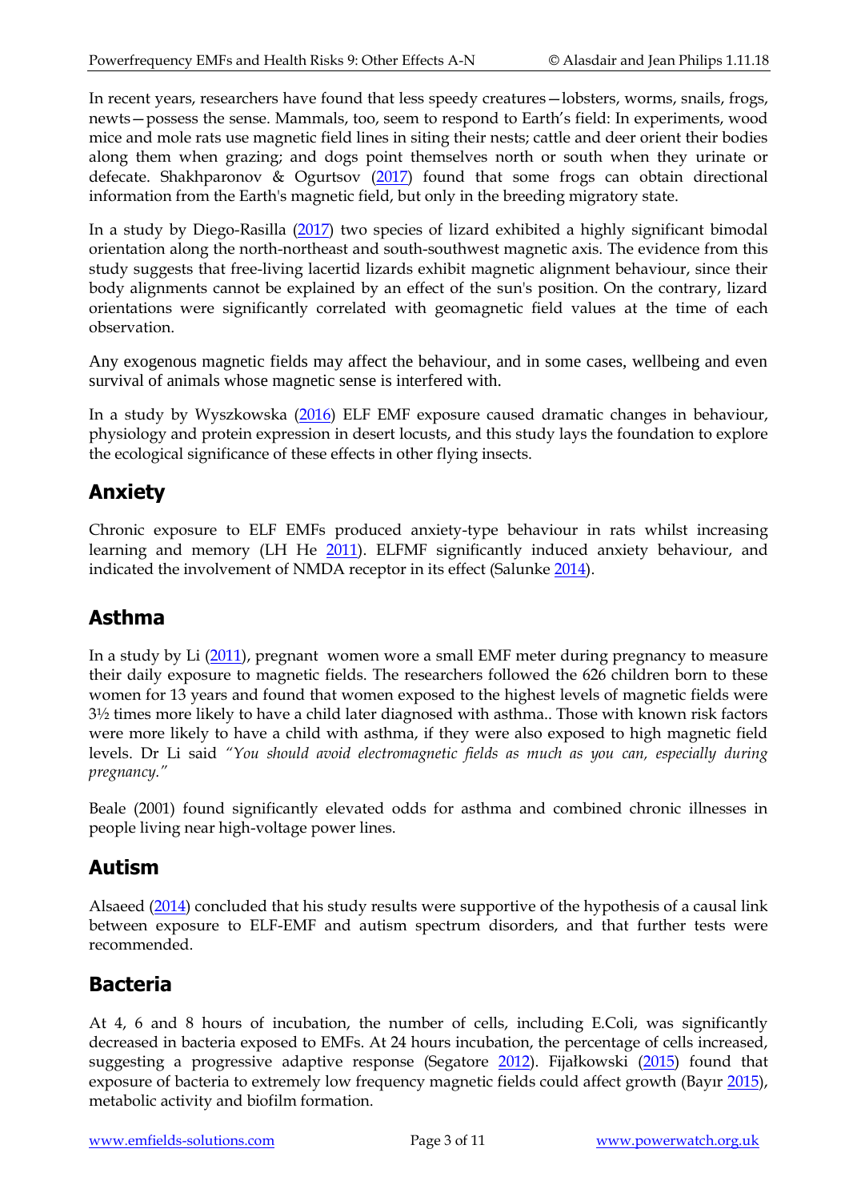In recent years, researchers have found that less speedy creatures—lobsters, worms, snails, frogs, newts—possess the sense. Mammals, too, seem to respond to Earth's field: In experiments, wood mice and mole rats use magnetic field lines in siting their nests; cattle and deer orient their bodies along them when grazing; and dogs point themselves north or south when they urinate or defecate. Shakhparonov & Ogurtsov (2017) found that some frogs can obtain directional information from the Earth's magnetic field, but only in the breeding migratory state.

In a study by Diego-Rasilla (2017) two species of lizard exhibited a highly significant bimodal orientation along the north-northeast and south-southwest magnetic axis. The evidence from this study suggests that free-living lacertid lizards exhibit magnetic alignment behaviour, since their body alignments cannot be explained by an effect of the sun's position. On the contrary, lizard orientations were significantly correlated with geomagnetic field values at the time of each observation.

Any exogenous magnetic fields may affect the behaviour, and in some cases, wellbeing and even survival of animals whose magnetic sense is interfered with.

In a study by Wyszkowska (2016) ELF EMF exposure caused dramatic changes in behaviour, physiology and protein expression in desert locusts, and this study lays the foundation to explore the ecological significance of these effects in other flying insects.

## Anxiety

Chronic exposure to ELF EMFs produced anxiety-type behaviour in rats whilst increasing learning and memory (LH He 2011). ELFMF significantly induced anxiety behaviour, and indicated the involvement of NMDA receptor in its effect (Salunke 2014).

## Asthma

In a study by Li (2011), pregnant women wore a small EMF meter during pregnancy to measure their daily exposure to magnetic fields. The researchers followed the 626 children born to these women for 13 years and found that women exposed to the highest levels of magnetic fields were 3½ times more likely to have a child later diagnosed with asthma.. Those with known risk factors were more likely to have a child with asthma, if they were also exposed to high magnetic field levels. Dr Li said *"You should avoid electromagnetic fields as much as you can, especially during pregnancy."*

Beale (2001) found significantly elevated odds for asthma and combined chronic illnesses in people living near high-voltage power lines.

## Autism

Alsaeed (2014) concluded that his study results were supportive of the hypothesis of a causal link between exposure to ELF-EMF and autism spectrum disorders, and that further tests were recommended.

## Bacteria

At 4, 6 and 8 hours of incubation, the number of cells, including E.Coli, was significantly decreased in bacteria exposed to EMFs. At 24 hours incubation, the percentage of cells increased, suggesting a progressive adaptive response (Segatore 2012). Fijałkowski (2015) found that exposure of bacteria to extremely low frequency magnetic fields could affect growth (Bayır 2015), metabolic activity and biofilm formation.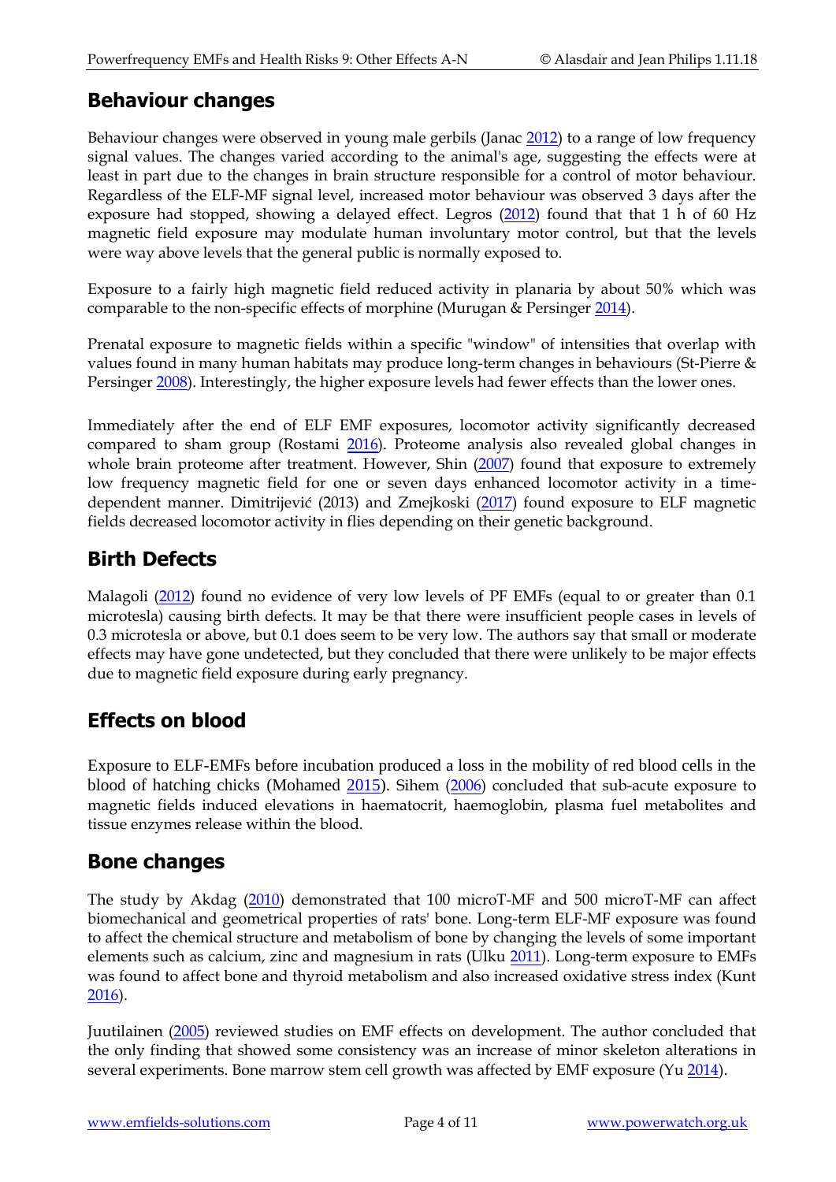## Behaviour changes

Behaviour changes were observed in young male gerbils (Janac 2012) to a range of low frequency signal values. The changes varied according to the animal's age, suggesting the effects were at least in part due to the changes in brain structure responsible for a control of motor behaviour. Regardless of the ELF-MF signal level, increased motor behaviour was observed 3 days after the exposure had stopped, showing a delayed effect. Legros (2012) found that that 1 h of 60 Hz magnetic field exposure may modulate human involuntary motor control, but that the levels were way above levels that the general public is normally exposed to.

Exposure to a fairly high magnetic field reduced activity in planaria by about 50% which was comparable to the non-specific effects of morphine (Murugan & Persinger 2014).

Prenatal exposure to magnetic fields within a specific "window" of intensities that overlap with values found in many human habitats may produce long-term changes in behaviours (St-Pierre & Persinger 2008). Interestingly, the higher exposure levels had fewer effects than the lower ones.

Immediately after the end of ELF EMF exposures, locomotor activity significantly decreased compared to sham group (Rostami 2016). Proteome analysis also revealed global changes in whole brain proteome after treatment. However, Shin (2007) found that exposure to extremely low frequency magnetic field for one or seven days enhanced locomotor activity in a time-dependent manner. Dimitrijević (2013) and Zmejkoski (2017) found exposure to ELF magnetic fields decreased locomotor activity in flies depending on their genetic background.

## Birth Defects

Malagoli (2012) found no evidence of very low levels of PF EMFs (equal to or greater than 0.1 microtesla) causing birth defects. It may be that there were insufficient people cases in levels of 0.3 microtesla or above, but 0.1 does seem to be very low. The authors say that small or moderate effects may have gone undetected, but they concluded that there were unlikely to be major effects due to magnetic field exposure during early pregnancy.

## Effects on blood

Exposure to ELF-EMFs before incubation produced a loss in the mobility of red blood cells in the blood of hatching chicks (Mohamed 2015). Sihem (2006) concluded that sub-acute exposure to magnetic fields induced elevations in haematocrit, haemoglobin, plasma fuel metabolites and tissue enzymes release within the blood.

## Bone changes

The study by Akdag (2010) demonstrated that 100 microT-MF and 500 microT-MF can affect biomechanical and geometrical properties of rats' bone. Long-term ELF-MF exposure was found to affect the chemical structure and metabolism of bone by changing the levels of some important elements such as calcium, zinc and magnesium in rats (Ulku 2011). Long-term exposure to EMFs was found to affect bone and thyroid metabolism and also increased oxidative stress index (Kunt 2016).

Juutilainen (2005) reviewed studies on EMF effects on development. The author concluded that the only finding that showed some consistency was an increase of minor skeleton alterations in several experiments. Bone marrow stem cell growth was affected by EMF exposure (Yu 2014).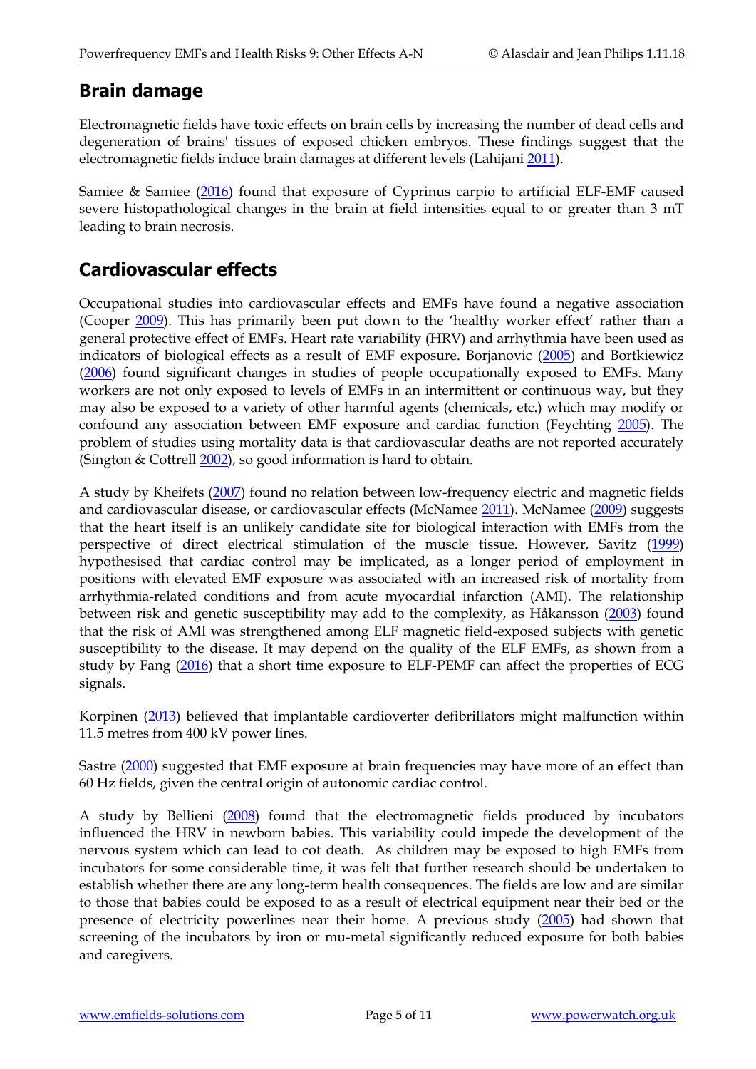## Brain damage

Electromagnetic fields have toxic effects on brain cells by increasing the number of dead cells and degeneration of brains' tissues of exposed chicken embryos. These findings suggest that the electromagnetic fields induce brain damages at different levels (Lahijani 2011).

Samiee & Samiee (2016) found that exposure of Cyprinus carpio to artificial ELF-EMF caused severe histopathological changes in the brain at field intensities equal to or greater than 3 mT leading to brain necrosis.

## Cardiovascular effects

Occupational studies into cardiovascular effects and EMFs have found a negative association (Cooper 2009). This has primarily been put down to the 'healthy worker effect' rather than a general protective effect of EMFs. Heart rate variability (HRV) and arrhythmia have been used as indicators of biological effects as a result of EMF exposure. Borjanovic (2005) and Bortkiewicz (2006) found significant changes in studies of people occupationally exposed to EMFs. Many workers are not only exposed to levels of EMFs in an intermittent or continuous way, but they may also be exposed to a variety of other harmful agents (chemicals, etc.) which may modify or confound any association between EMF exposure and cardiac function (Feychting 2005). The problem of studies using mortality data is that cardiovascular deaths are not reported accurately (Sington & Cottrell 2002), so good information is hard to obtain.

A study by Kheifets (2007) found no relation between low-frequency electric and magnetic fields and cardiovascular disease, or cardiovascular effects (McNamee 2011). McNamee (2009) suggests that the heart itself is an unlikely candidate site for biological interaction with EMFs from the perspective of direct electrical stimulation of the muscle tissue. However, Savitz (1999) hypothesised that cardiac control may be implicated, as a longer period of employment in positions with elevated EMF exposure was associated with an increased risk of mortality from arrhythmia-related conditions and from acute myocardial infarction (AMI). The relationship between risk and genetic susceptibility may add to the complexity, as Håkansson (2003) found that the risk of AMI was strengthened among ELF magnetic field-exposed subjects with genetic susceptibility to the disease. It may depend on the quality of the ELF EMFs, as shown from a study by Fang (2016) that a short time exposure to ELF-PEMF can affect the properties of ECG signals.

Korpinen (2013) believed that implantable cardioverter defibrillators might malfunction within 11.5 metres from 400 kV power lines.

Sastre (2000) suggested that EMF exposure at brain frequencies may have more of an effect than 60 Hz fields, given the central origin of autonomic cardiac control.

A study by Bellieni (2008) found that the electromagnetic fields produced by incubators influenced the HRV in newborn babies. This variability could impede the development of the nervous system which can lead to cot death. As children may be exposed to high EMFs from incubators for some considerable time, it was felt that further research should be undertaken to establish whether there are any long-term health consequences. The fields are low and are similar to those that babies could be exposed to as a result of electrical equipment near their bed or the presence of electricity powerlines near their home. A previous study (2005) had shown that screening of the incubators by iron or mu-metal significantly reduced exposure for both babies and caregivers.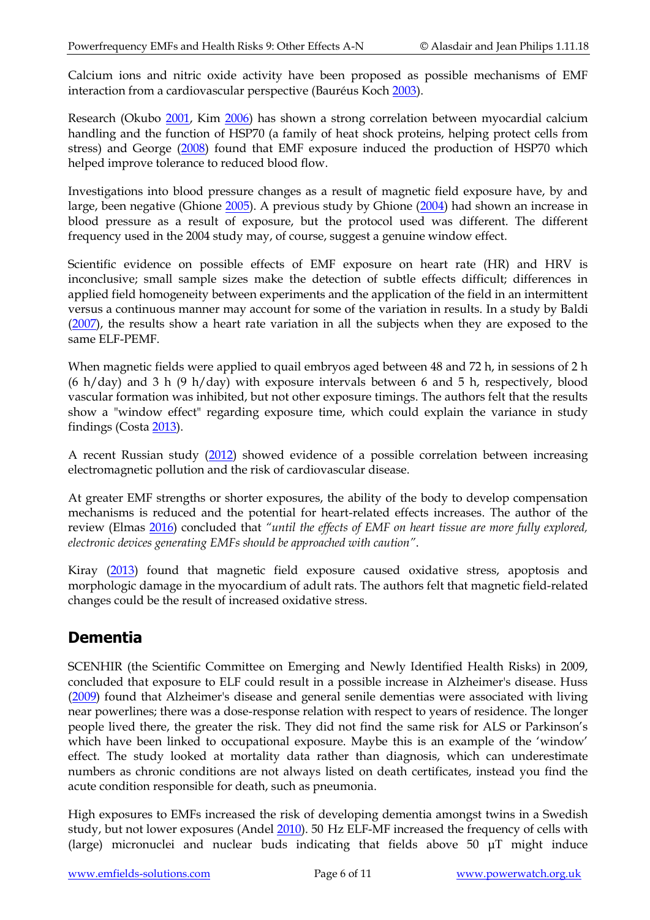Calcium ions and nitric oxide activity have been proposed as possible mechanisms of EMF interaction from a cardiovascular perspective (Bauréus Koch 2003).

Research (Okubo 2001, Kim 2006) has shown a strong correlation between myocardial calcium handling and the function of HSP70 (a family of heat shock proteins, helping protect cells from stress) and George (2008) found that EMF exposure induced the production of HSP70 which helped improve tolerance to reduced blood flow.

Investigations into blood pressure changes as a result of magnetic field exposure have, by and large, been negative (Ghione 2005). A previous study by Ghione (2004) had shown an increase in blood pressure as a result of exposure, but the protocol used was different. The different frequency used in the 2004 study may, of course, suggest a genuine window effect.

Scientific evidence on possible effects of EMF exposure on heart rate (HR) and HRV is inconclusive; small sample sizes make the detection of subtle effects difficult; differences in applied field homogeneity between experiments and the application of the field in an intermittent versus a continuous manner may account for some of the variation in results. In a study by Baldi (2007), the results show a heart rate variation in all the subjects when they are exposed to the same ELF-PEMF.

When magnetic fields were applied to quail embryos aged between 48 and 72 h, in sessions of 2 h (6 h/day) and 3 h (9 h/day) with exposure intervals between 6 and 5 h, respectively, blood vascular formation was inhibited, but not other exposure timings. The authors felt that the results show a "window effect" regarding exposure time, which could explain the variance in study findings (Costa 2013).

A recent Russian study (2012) showed evidence of a possible correlation between increasing electromagnetic pollution and the risk of cardiovascular disease.

At greater EMF strengths or shorter exposures, the ability of the body to develop compensation mechanisms is reduced and the potential for heart-related effects increases. The author of the review (Elmas 2016) concluded that *"until the effects of EMF on heart tissue are more fully explored, electronic devices generating EMFs should be approached with caution"*.

Kiray (2013) found that magnetic field exposure caused oxidative stress, apoptosis and morphologic damage in the myocardium of adult rats. The authors felt that magnetic field-related changes could be the result of increased oxidative stress.

## Dementia

SCENHIR (the Scientific Committee on Emerging and Newly Identified Health Risks) in 2009, concluded that exposure to ELF could result in a possible increase in Alzheimer's disease. Huss (2009) found that Alzheimer's disease and general senile dementias were associated with living near powerlines; there was a dose-response relation with respect to years of residence. The longer people lived there, the greater the risk. They did not find the same risk for ALS or Parkinson's which have been linked to occupational exposure. Maybe this is an example of the 'window' effect. The study looked at mortality data rather than diagnosis, which can underestimate numbers as chronic conditions are not always listed on death certificates, instead you find the acute condition responsible for death, such as pneumonia.

High exposures to EMFs increased the risk of developing dementia amongst twins in a Swedish study, but not lower exposures (Andel 2010). 50 Hz ELF-MF increased the frequency of cells with (large) micronuclei and nuclear buds indicating that fields above 50 μT might induce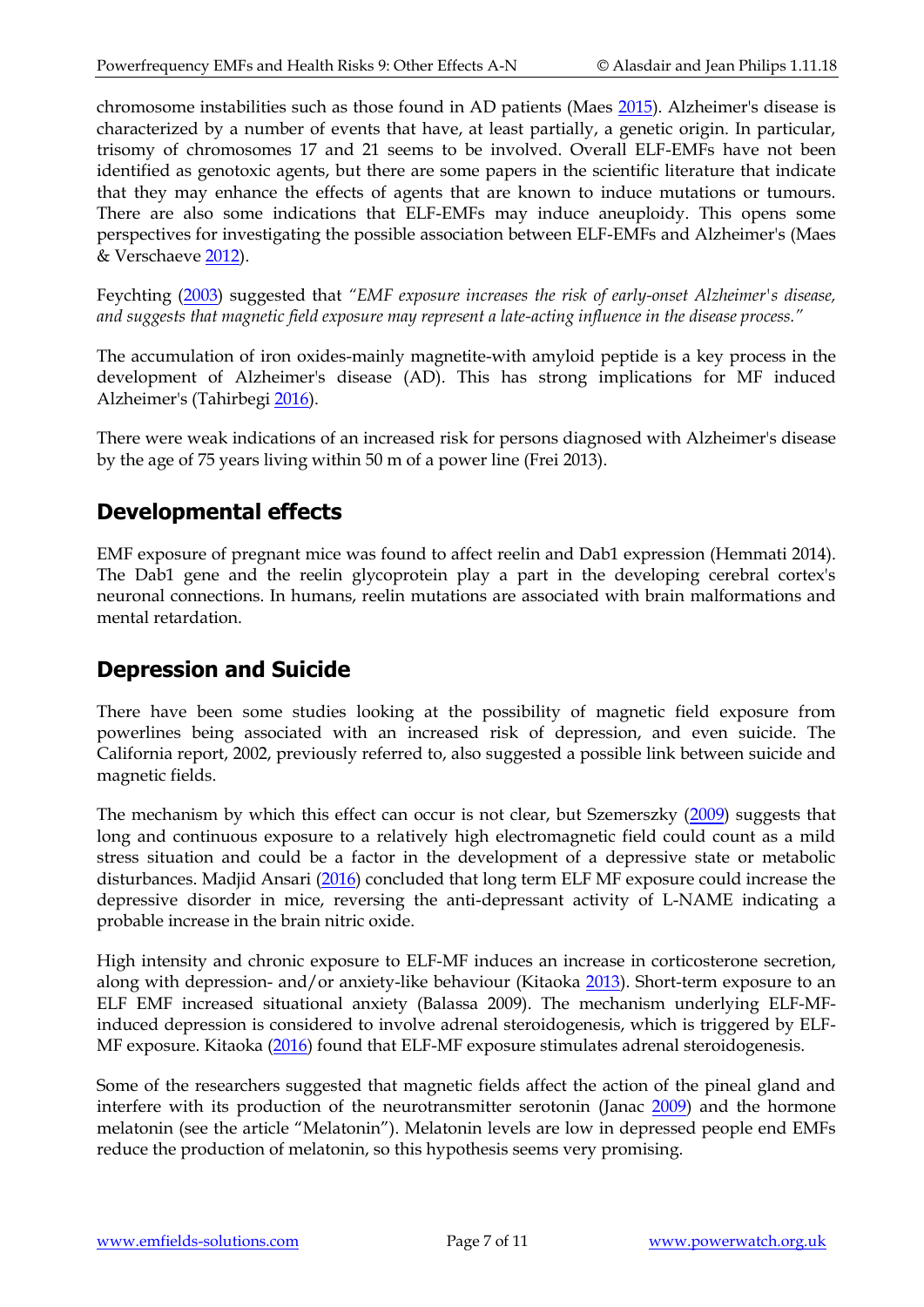chromosome instabilities such as those found in AD patients (Maes [2015](#)). Alzheimer's disease is characterized by a number of events that have, at least partially, a genetic origin. In particular, trisomy of chromosomes 17 and 21 seems to be involved. Overall ELF-EMFs have not been identified as genotoxic agents, but there are some papers in the scientific literature that indicate that they may enhance the effects of agents that are known to induce mutations or tumours. There are also some indications that ELF-EMFs may induce aneuploidy. This opens some perspectives for investigating the possible association between ELF-EMFs and Alzheimer's (Maes & Verschaeve [2012](#)).

Feychting ([2003](#)) suggested that *"EMF exposure increases the risk of early-onset Alzheimer's disease, and suggests that magnetic field exposure may represent a late-acting influence in the disease process."*

The accumulation of iron oxides-mainly magnetite-with amyloid peptide is a key process in the development of Alzheimer's disease (AD). This has strong implications for MF induced Alzheimer's (Tahirbegi [2016](#)).

There were weak indications of an increased risk for persons diagnosed with Alzheimer's disease by the age of 75 years living within 50 m of a power line (Frei 2013).

## Developmental effects

EMF exposure of pregnant mice was found to affect reelin and Dab1 expression (Hemmati 2014). The Dab1 gene and the reelin glycoprotein play a part in the developing cerebral cortex's neuronal connections. In humans, reelin mutations are associated with brain malformations and mental retardation.

## Depression and Suicide

There have been some studies looking at the possibility of magnetic field exposure from powerlines being associated with an increased risk of depression, and even suicide. The California report, 2002, previously referred to, also suggested a possible link between suicide and magnetic fields.

The mechanism by which this effect can occur is not clear, but Szemerszky ([2009](#)) suggests that long and continuous exposure to a relatively high electromagnetic field could count as a mild stress situation and could be a factor in the development of a depressive state or metabolic disturbances. Madjid Ansari ([2016](#)) concluded that long term ELF MF exposure could increase the depressive disorder in mice, reversing the anti-depressant activity of L-NAME indicating a probable increase in the brain nitric oxide.

High intensity and chronic exposure to ELF-MF induces an increase in corticosterone secretion, along with depression- and/or anxiety-like behaviour (Kitaoka [2013](#)). Short-term exposure to an ELF EMF increased situational anxiety (Balassa 2009). The mechanism underlying ELF-MF-induced depression is considered to involve adrenal steroidogenesis, which is triggered by ELF-MF exposure. Kitaoka ([2016](#)) found that ELF-MF exposure stimulates adrenal steroidogenesis.

Some of the researchers suggested that magnetic fields affect the action of the pineal gland and interfere with its production of the neurotransmitter serotonin (Janac [2009](#)) and the hormone melatonin (see the article "Melatonin"). Melatonin levels are low in depressed people end EMFs reduce the production of melatonin, so this hypothesis seems very promising.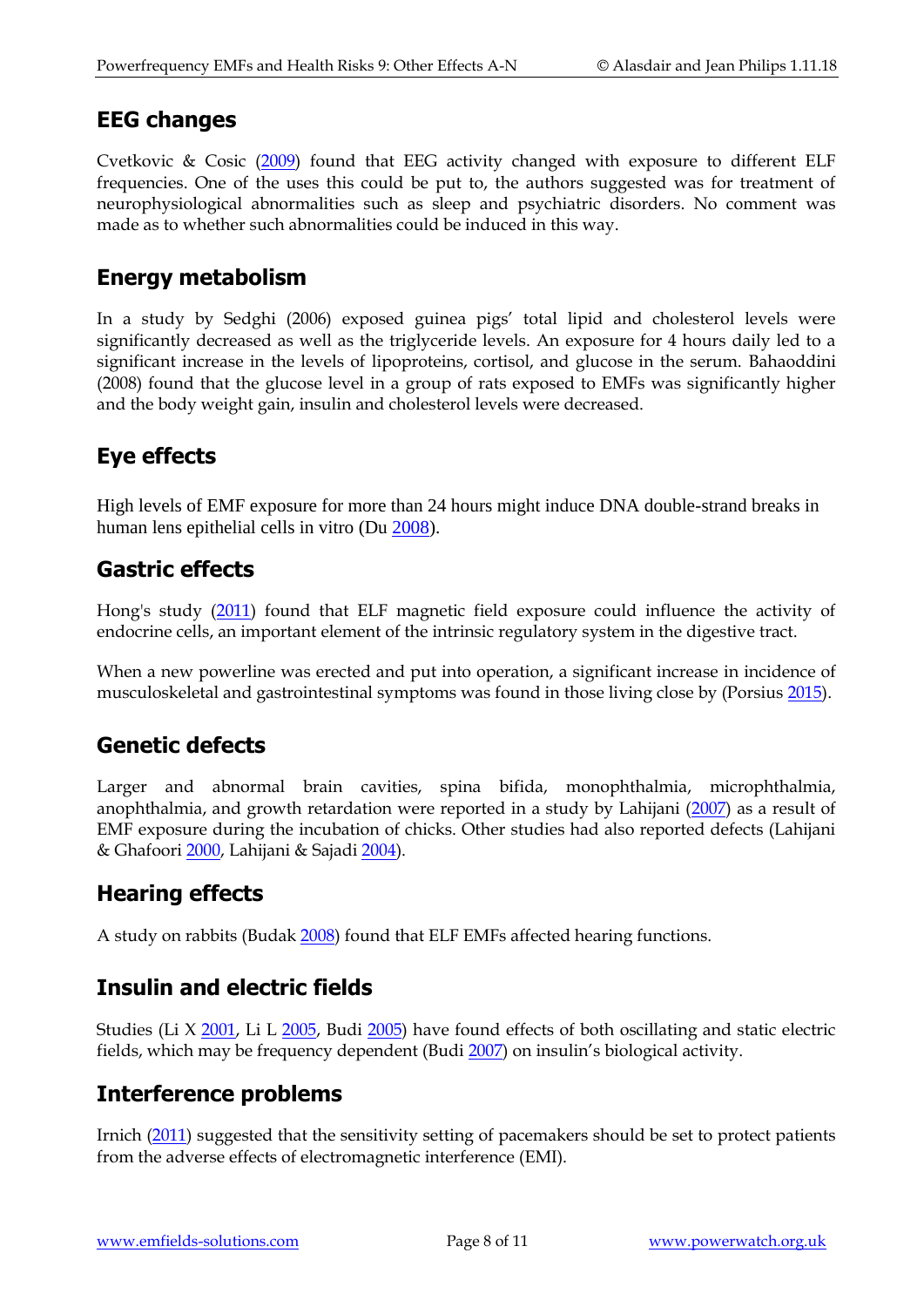## EEG changes

Cvetkovic & Cosic (2009) found that EEG activity changed with exposure to different ELF frequencies. One of the uses this could be put to, the authors suggested was for treatment of neurophysiological abnormalities such as sleep and psychiatric disorders. No comment was made as to whether such abnormalities could be induced in this way.

## Energy metabolism

In a study by Sedghi (2006) exposed guinea pigs' total lipid and cholesterol levels were significantly decreased as well as the triglyceride levels. An exposure for 4 hours daily led to a significant increase in the levels of lipoproteins, cortisol, and glucose in the serum. Bahaoddini (2008) found that the glucose level in a group of rats exposed to EMFs was significantly higher and the body weight gain, insulin and cholesterol levels were decreased.

## Eye effects

High levels of EMF exposure for more than 24 hours might induce DNA double-strand breaks in human lens epithelial cells in vitro (Du 2008).

## Gastric effects

Hong's study (2011) found that ELF magnetic field exposure could influence the activity of endocrine cells, an important element of the intrinsic regulatory system in the digestive tract.

When a new powerline was erected and put into operation, a significant increase in incidence of musculoskeletal and gastrointestinal symptoms was found in those living close by (Porsius 2015).

## Genetic defects

Larger and abnormal brain cavities, spina bifida, monophthalmia, microphthalmia, anophthalmia, and growth retardation were reported in a study by Lahijani (2007) as a result of EMF exposure during the incubation of chicks. Other studies had also reported defects (Lahijani & Ghafoori 2000, Lahijani & Sajadi 2004).

## Hearing effects

A study on rabbits (Budak 2008) found that ELF EMFs affected hearing functions.

## Insulin and electric fields

Studies (Li X 2001, Li L 2005, Budi 2005) have found effects of both oscillating and static electric fields, which may be frequency dependent (Budi 2007) on insulin's biological activity.

## Interference problems

Irnich (2011) suggested that the sensitivity setting of pacemakers should be set to protect patients from the adverse effects of electromagnetic interference (EMI).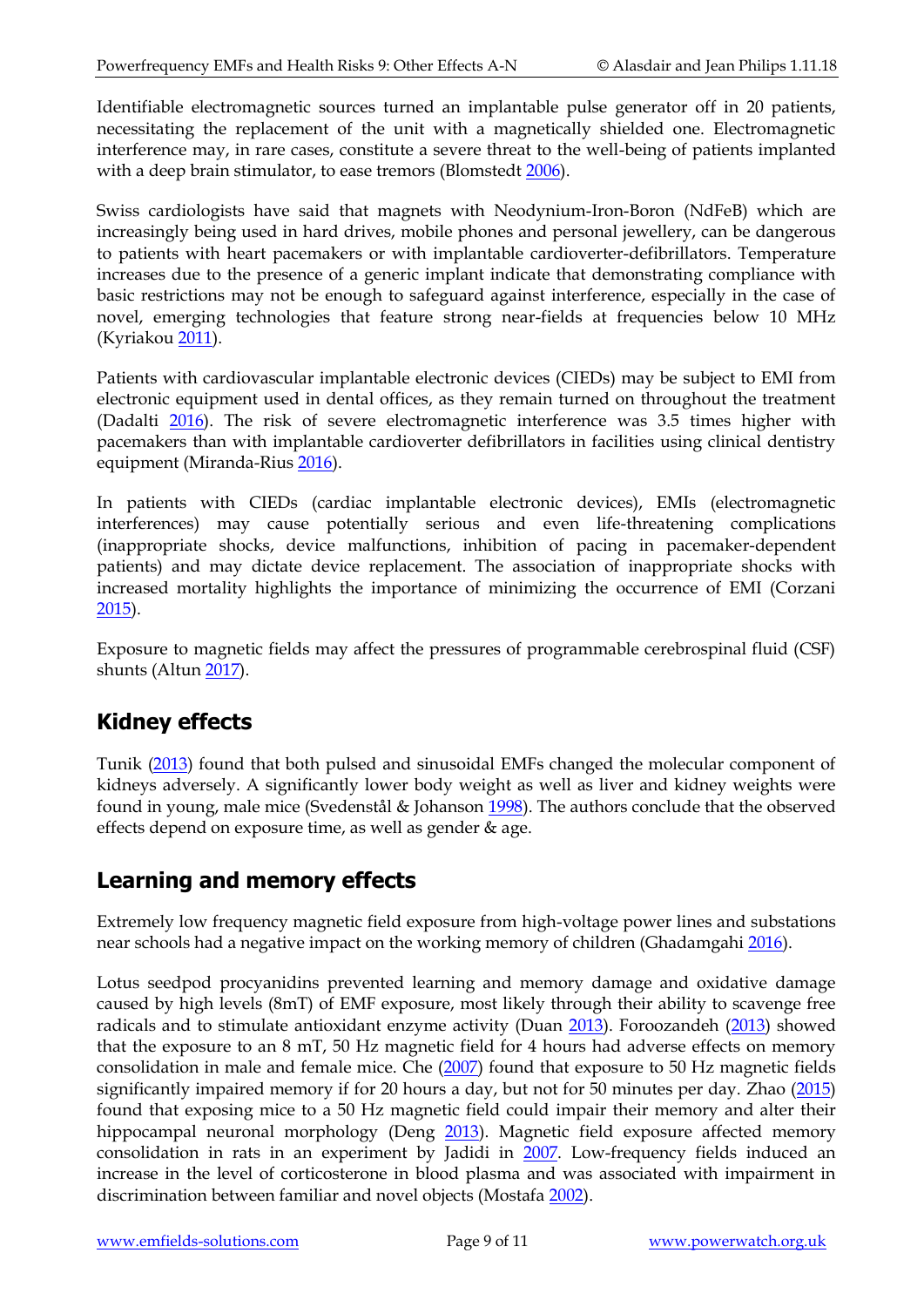Identifiable electromagnetic sources turned an implantable pulse generator off in 20 patients, necessitating the replacement of the unit with a magnetically shielded one. Electromagnetic interference may, in rare cases, constitute a severe threat to the well-being of patients implanted with a deep brain stimulator, to ease tremors (Blomstedt 2006).

Swiss cardiologists have said that magnets with Neodymium-Iron-Boron (NdFeB) which are increasingly being used in hard drives, mobile phones and personal jewellery, can be dangerous to patients with heart pacemakers or with implantable cardioverter-defibrillators. Temperature increases due to the presence of a generic implant indicate that demonstrating compliance with basic restrictions may not be enough to safeguard against interference, especially in the case of novel, emerging technologies that feature strong near-fields at frequencies below 10 MHz (Kyriakou 2011).

Patients with cardiovascular implantable electronic devices (CIEDs) may be subject to EMI from electronic equipment used in dental offices, as they remain turned on throughout the treatment (Dadalti 2016). The risk of severe electromagnetic interference was 3.5 times higher with pacemakers than with implantable cardioverter defibrillators in facilities using clinical dentistry equipment (Miranda-Rius 2016).

In patients with CIEDs (cardiac implantable electronic devices), EMIs (electromagnetic interferences) may cause potentially serious and even life-threatening complications (inappropriate shocks, device malfunctions, inhibition of pacing in pacemaker-dependent patients) and may dictate device replacement. The association of inappropriate shocks with increased mortality highlights the importance of minimizing the occurrence of EMI (Corzani 2015).

Exposure to magnetic fields may affect the pressures of programmable cerebrospinal fluid (CSF) shunts (Altun 2017).

## Kidney effects

Tunik (2013) found that both pulsed and sinusoidal EMFs changed the molecular component of kidneys adversely. A significantly lower body weight as well as liver and kidney weights were found in young, male mice (Svedenstål & Johanson 1998). The authors conclude that the observed effects depend on exposure time, as well as gender & age.

## Learning and memory effects

Extremely low frequency magnetic field exposure from high-voltage power lines and substations near schools had a negative impact on the working memory of children (Ghadamgahi 2016).

Lotus seedpod procyanidins prevented learning and memory damage and oxidative damage caused by high levels (8mT) of EMF exposure, most likely through their ability to scavenge free radicals and to stimulate antioxidant enzyme activity (Duan 2013). Foroozandeh (2013) showed that the exposure to an 8 mT, 50 Hz magnetic field for 4 hours had adverse effects on memory consolidation in male and female mice. Che (2007) found that exposure to 50 Hz magnetic fields significantly impaired memory if for 20 hours a day, but not for 50 minutes per day. Zhao (2015) found that exposing mice to a 50 Hz magnetic field could impair their memory and alter their hippocampal neuronal morphology (Deng 2013). Magnetic field exposure affected memory consolidation in rats in an experiment by Jadidi in 2007. Low-frequency fields induced an increase in the level of corticosterone in blood plasma and was associated with impairment in discrimination between familiar and novel objects (Mostafa 2002).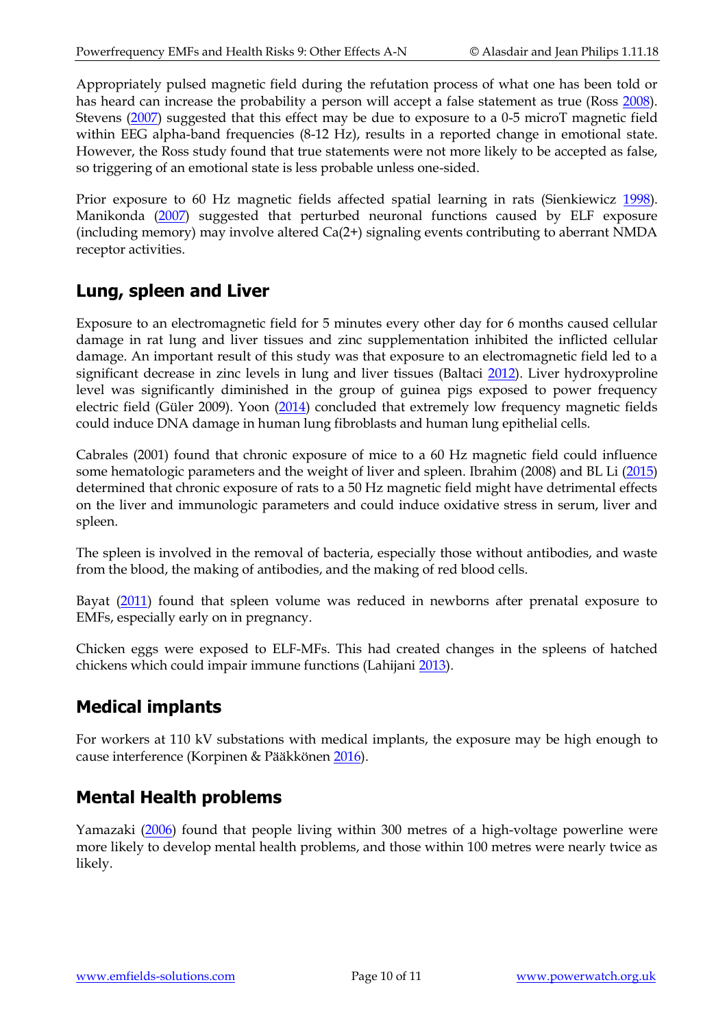Appropriately pulsed magnetic field during the refutation process of what one has been told or has heard can increase the probability a person will accept a false statement as true (Ross 2008). Stevens (2007) suggested that this effect may be due to exposure to a 0-5 microT magnetic field within EEG alpha-band frequencies (8-12 Hz), results in a reported change in emotional state. However, the Ross study found that true statements were not more likely to be accepted as false, so triggering of an emotional state is less probable unless one-sided.

Prior exposure to 60 Hz magnetic fields affected spatial learning in rats (Sienkiewicz 1998). Manikonda (2007) suggested that perturbed neuronal functions caused by ELF exposure (including memory) may involve altered $Ca^{2+}$ signaling events contributing to aberrant NMDA receptor activities.

## Lung, spleen and Liver

Exposure to an electromagnetic field for 5 minutes every other day for 6 months caused cellular damage in rat lung and liver tissues and zinc supplementation inhibited the inflicted cellular damage. An important result of this study was that exposure to an electromagnetic field led to a significant decrease in zinc levels in lung and liver tissues (Baltaci 2012). Liver hydroxyproline level was significantly diminished in the group of guinea pigs exposed to power frequency electric field (Güler 2009). Yoon (2014) concluded that extremely low frequency magnetic fields could induce DNA damage in human lung fibroblasts and human lung epithelial cells.

Cabrales (2001) found that chronic exposure of mice to a 60 Hz magnetic field could influence some hematologic parameters and the weight of liver and spleen. Ibrahim (2008) and BL Li (2015) determined that chronic exposure of rats to a 50 Hz magnetic field might have detrimental effects on the liver and immunologic parameters and could induce oxidative stress in serum, liver and spleen.

The spleen is involved in the removal of bacteria, especially those without antibodies, and waste from the blood, the making of antibodies, and the making of red blood cells.

Bayat (2011) found that spleen volume was reduced in newborns after prenatal exposure to EMFs, especially early on in pregnancy.

Chicken eggs were exposed to ELF-MFs. This had created changes in the spleens of hatched chickens which could impair immune functions (Lahijani 2013).

## Medical implants

For workers at 110 kV substations with medical implants, the exposure may be high enough to cause interference (Korpinen & Pääkkönen 2016).

## Mental Health problems

Yamazaki (2006) found that people living within 300 metres of a high-voltage powerline were more likely to develop mental health problems, and those within 100 metres were nearly twice as likely.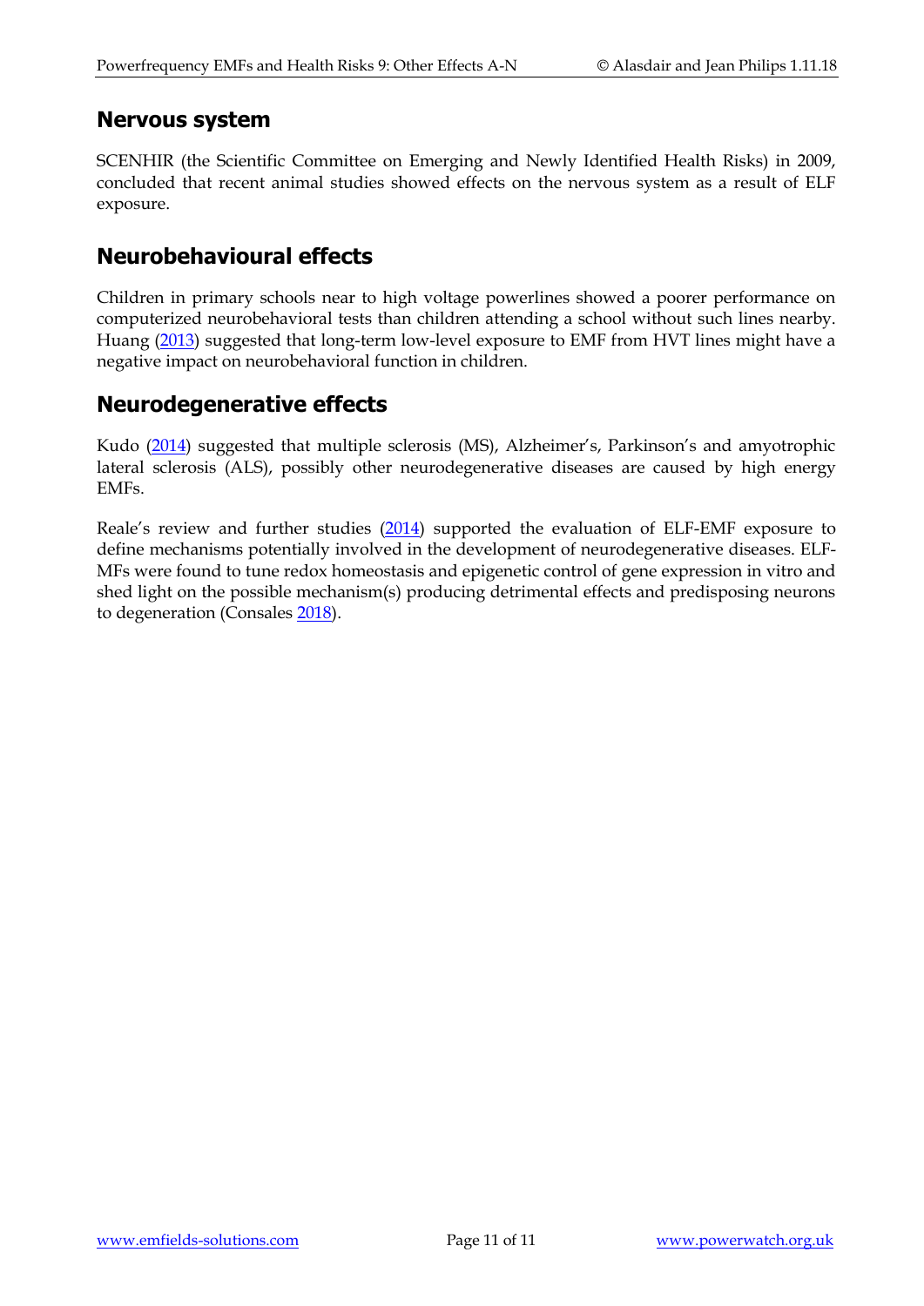## Nervous system

SCENHIR (the Scientific Committee on Emerging and Newly Identified Health Risks) in 2009, concluded that recent animal studies showed effects on the nervous system as a result of ELF exposure.

## Neurobehavioural effects

Children in primary schools near to high voltage powerlines showed a poorer performance on computerized neurobehavioral tests than children attending a school without such lines nearby. Huang (2013) suggested that long-term low-level exposure to EMF from HVT lines might have a negative impact on neurobehavioral function in children.

## Neurodegenerative effects

Kudo (2014) suggested that multiple sclerosis (MS), Alzheimer's, Parkinson's and amyotrophic lateral sclerosis (ALS), possibly other neurodegenerative diseases are caused by high energy EMFs.

Reale's review and further studies (2014) supported the evaluation of ELF-EMF exposure to define mechanisms potentially involved in the development of neurodegenerative diseases. ELF-MFs were found to tune redox homeostasis and epigenetic control of gene expression in vitro and shed light on the possible mechanism(s) producing detrimental effects and predisposing neurons to degeneration (Consales 2018).